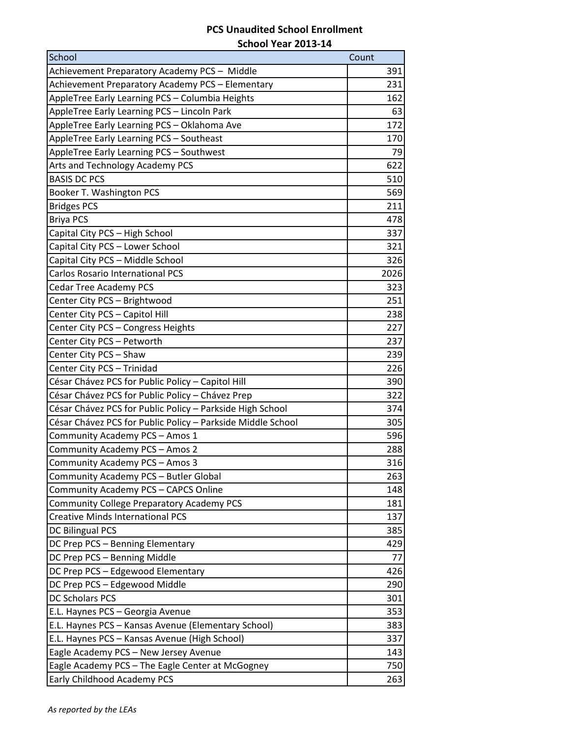# PCS Unaudited School Enrollment

## School Year 2013-14

| School | Count |
|---|---|
| Achievement Preparatory Academy PCS – Middle | 391 |
| Achievement Preparatory Academy PCS – Elementary | 231 |
| AppleTree Early Learning PCS – Columbia Heights | 162 |
| AppleTree Early Learning PCS – Lincoln Park | 63 |
| AppleTree Early Learning PCS – Oklahoma Ave | 172 |
| AppleTree Early Learning PCS – Southeast | 170 |
| AppleTree Early Learning PCS – Southwest | 79 |
| Arts and Technology Academy PCS | 622 |
| BASIS DC PCS | 510 |
| Booker T. Washington PCS | 569 |
| Bridges PCS | 211 |
| Briya PCS | 478 |
| Capital City PCS – High School | 337 |
| Capital City PCS – Lower School | 321 |
| Capital City PCS – Middle School | 326 |
| Carlos Rosario International PCS | 2026 |
| Cedar Tree Academy PCS | 323 |
| Center City PCS – Brightwood | 251 |
| Center City PCS – Capitol Hill | 238 |
| Center City PCS – Congress Heights | 227 |
| Center City PCS – Petworth | 237 |
| Center City PCS – Shaw | 239 |
| Center City PCS – Trinidad | 226 |
| César Chávez PCS for Public Policy – Capitol Hill | 390 |
| César Chávez PCS for Public Policy – Chávez Prep | 322 |
| César Chávez PCS for Public Policy – Parkside High School | 374 |
| César Chávez PCS for Public Policy – Parkside Middle School | 305 |
| Community Academy PCS – Amos 1 | 596 |
| Community Academy PCS – Amos 2 | 288 |
| Community Academy PCS – Amos 3 | 316 |
| Community Academy PCS – Butler Global | 263 |
| Community Academy PCS – CAPCS Online | 148 |
| Community College Preparatory Academy PCS | 181 |
| Creative Minds International PCS | 137 |
| DC Bilingual PCS | 385 |
| DC Prep PCS – Benning Elementary | 429 |
| DC Prep PCS – Benning Middle | 77 |
| DC Prep PCS – Edgewood Elementary | 426 |
| DC Prep PCS – Edgewood Middle | 290 |
| DC Scholars PCS | 301 |
| E.L. Haynes PCS – Georgia Avenue | 353 |
| E.L. Haynes PCS – Kansas Avenue (Elementary School) | 383 |
| E.L. Haynes PCS – Kansas Avenue (High School) | 337 |
| Eagle Academy PCS – New Jersey Avenue | 143 |
| Eagle Academy PCS – The Eagle Center at McGogney | 750 |
| Early Childhood Academy PCS | 263 |

*As reported by the LEAs*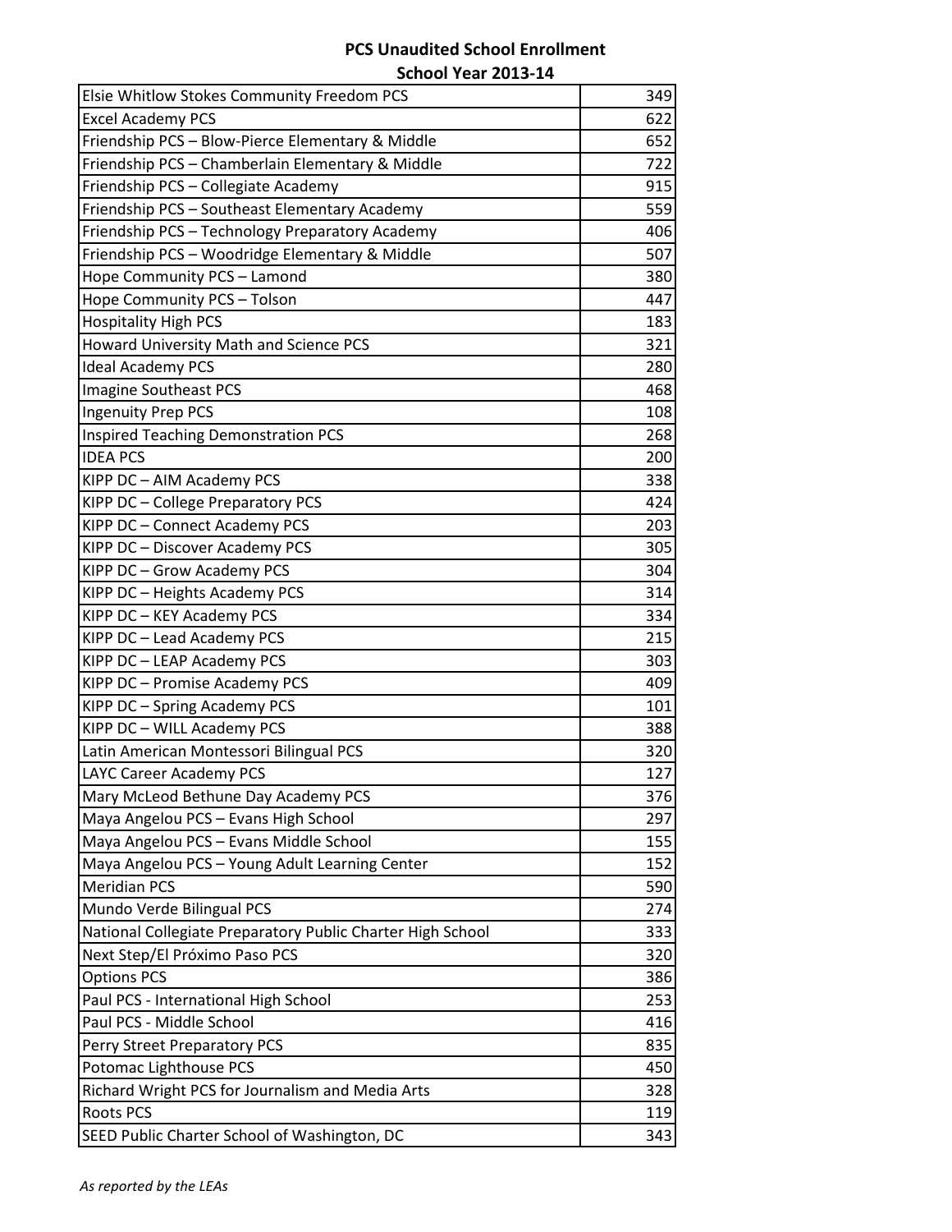**PCS Unaudited School Enrollment**
**School Year 2013-14**

| | |
|---|---|
| Elsie Whitlow Stokes Community Freedom PCS | 349 |
| Excel Academy PCS | 622 |
| Friendship PCS – Blow-Pierce Elementary & Middle | 652 |
| Friendship PCS – Chamberlain Elementary & Middle | 722 |
| Friendship PCS – Collegiate Academy | 915 |
| Friendship PCS – Southeast Elementary Academy | 559 |
| Friendship PCS – Technology Preparatory Academy | 406 |
| Friendship PCS – Woodridge Elementary & Middle | 507 |
| Hope Community PCS – Lamond | 380 |
| Hope Community PCS – Tolson | 447 |
| Hospitality High PCS | 183 |
| Howard University Math and Science PCS | 321 |
| Ideal Academy PCS | 280 |
| Imagine Southeast PCS | 468 |
| Ingenuity Prep PCS | 108 |
| Inspired Teaching Demonstration PCS | 268 |
| IDEA PCS | 200 |
| KIPP DC – AIM Academy PCS | 338 |
| KIPP DC – College Preparatory PCS | 424 |
| KIPP DC – Connect Academy PCS | 203 |
| KIPP DC – Discover Academy PCS | 305 |
| KIPP DC – Grow Academy PCS | 304 |
| KIPP DC – Heights Academy PCS | 314 |
| KIPP DC – KEY Academy PCS | 334 |
| KIPP DC – Lead Academy PCS | 215 |
| KIPP DC – LEAP Academy PCS | 303 |
| KIPP DC – Promise Academy PCS | 409 |
| KIPP DC – Spring Academy PCS | 101 |
| KIPP DC – WILL Academy PCS | 388 |
| Latin American Montessori Bilingual PCS | 320 |
| LAYC Career Academy PCS | 127 |
| Mary McLeod Bethune Day Academy PCS | 376 |
| Maya Angelou PCS – Evans High School | 297 |
| Maya Angelou PCS – Evans Middle School | 155 |
| Maya Angelou PCS – Young Adult Learning Center | 152 |
| Meridian PCS | 590 |
| Mundo Verde Bilingual PCS | 274 |
| National Collegiate Preparatory Public Charter High School | 333 |
| Next Step/El Próximo Paso PCS | 320 |
| Options PCS | 386 |
| Paul PCS - International High School | 253 |
| Paul PCS - Middle School | 416 |
| Perry Street Preparatory PCS | 835 |
| Potomac Lighthouse PCS | 450 |
| Richard Wright PCS for Journalism and Media Arts | 328 |
| Roots PCS | 119 |
| SEED Public Charter School of Washington, DC | 343 |

*As reported by the LEAs*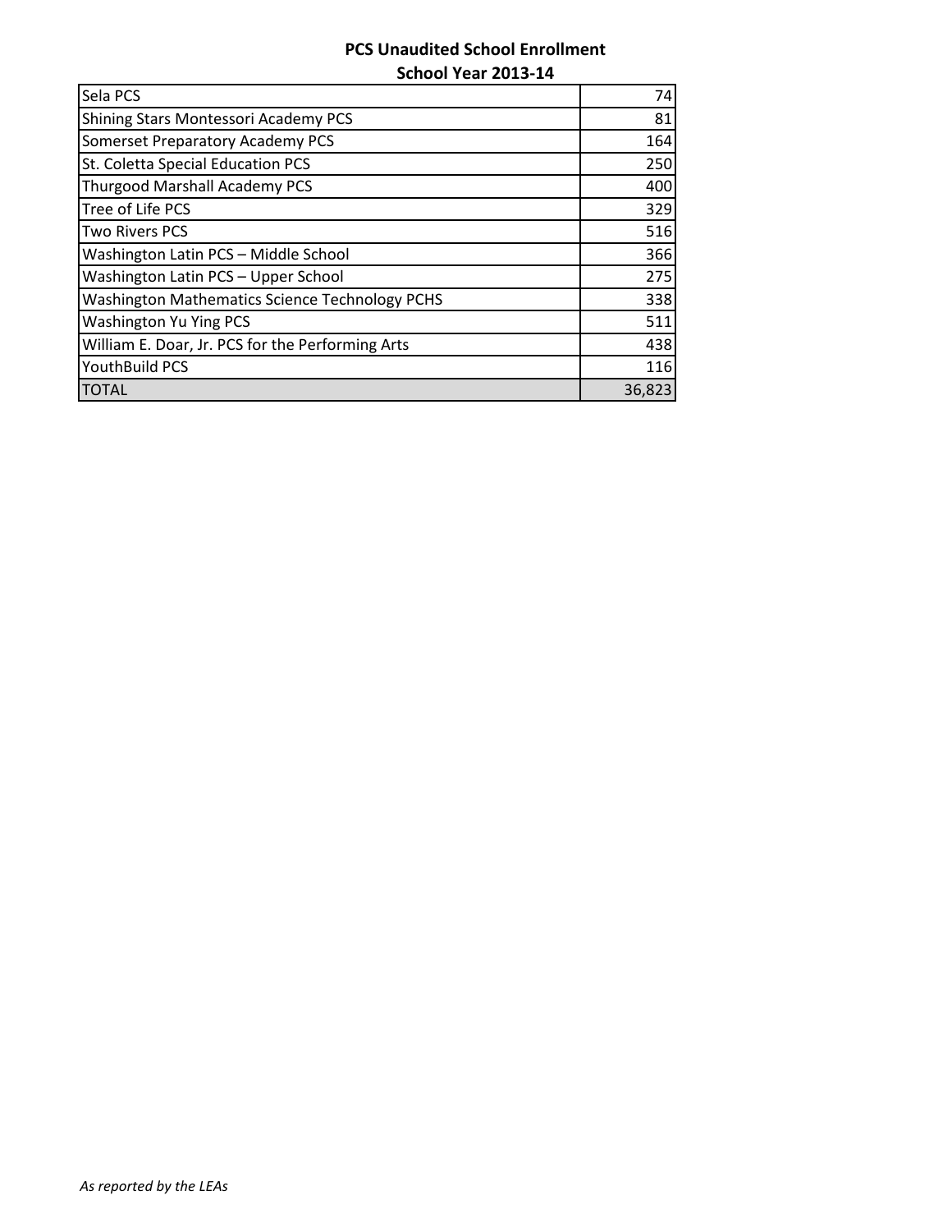**PCS Unaudited School Enrollment**
**School Year 2013-14**

| | |
|---|---|
| Sela PCS | 74 |
| Shining Stars Montessori Academy PCS | 81 |
| Somerset Preparatory Academy PCS | 164 |
| St. Coletta Special Education PCS | 250 |
| Thurgood Marshall Academy PCS | 400 |
| Tree of Life PCS | 329 |
| Two Rivers PCS | 516 |
| Washington Latin PCS – Middle School | 366 |
| Washington Latin PCS – Upper School | 275 |
| Washington Mathematics Science Technology PCHS | 338 |
| Washington Yu Ying PCS | 511 |
| William E. Doar, Jr. PCS for the Performing Arts | 438 |
| YouthBuild PCS | 116 |
| TOTAL | 36,823 |

*As reported by the LEAs*